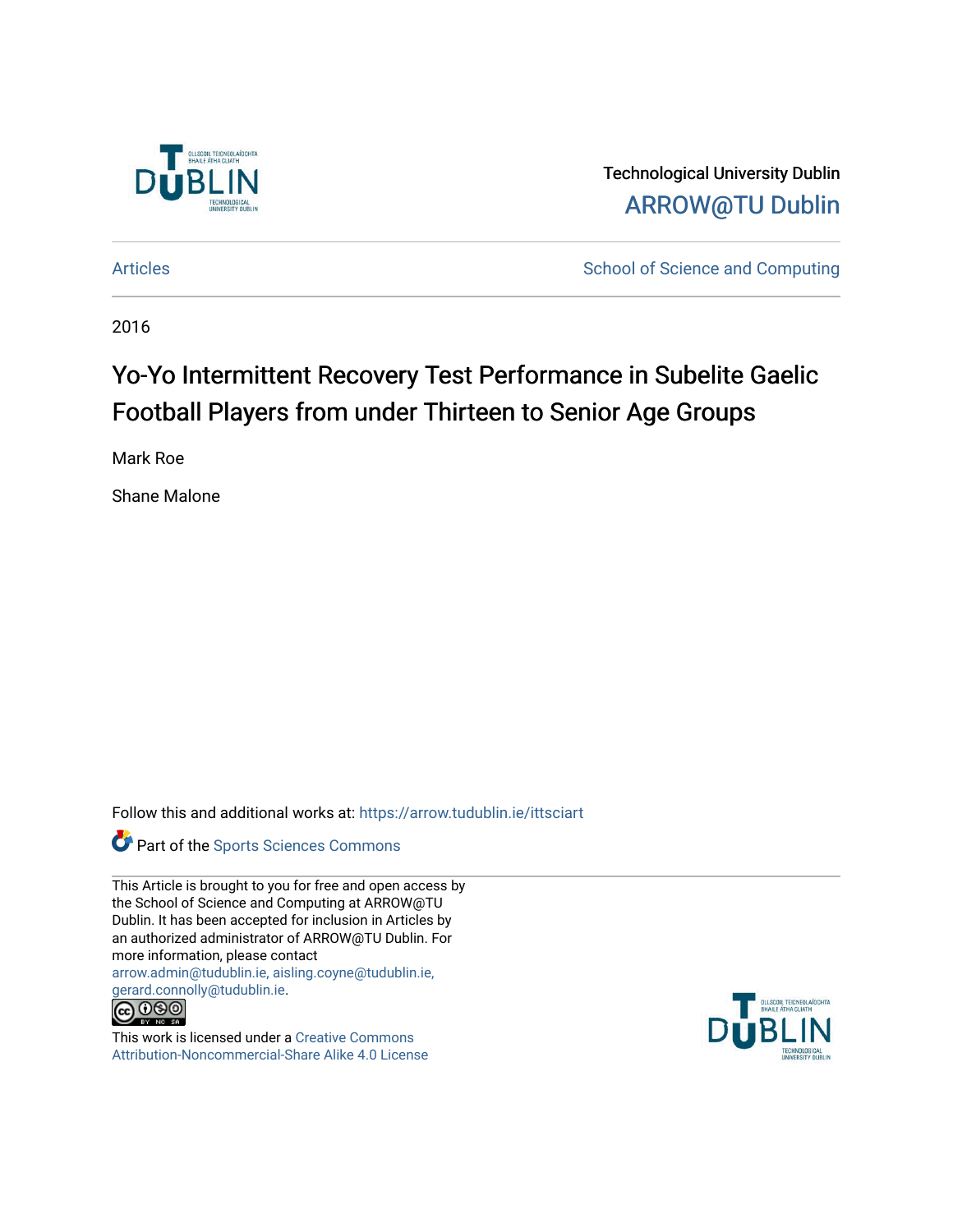Technological University Dublin

ARROW@TU Dublin

Articles | School of Science and Computing

2016

# Yo-Yo Intermittent Recovery Test Performance in Subelite Gaelic Football Players from under Thirteen to Senior Age Groups

Mark Roe

Shane Malone

Follow this and additional works at: https://arrow.tudublin.ie/ittsciart

Part of the Sports Sciences Commons

This Article is brought to you for free and open access by the School of Science and Computing at ARROW@TU Dublin. It has been accepted for inclusion in Articles by an authorized administrator of ARROW@TU Dublin. For more information, please contact arrow.admin@tudublin.ie, aisling.coyne@tudublin.ie, gerard.connolly@tudublin.ie.

This work is licensed under a Creative Commons Attribution-Noncommercial-Share Alike 4.0 License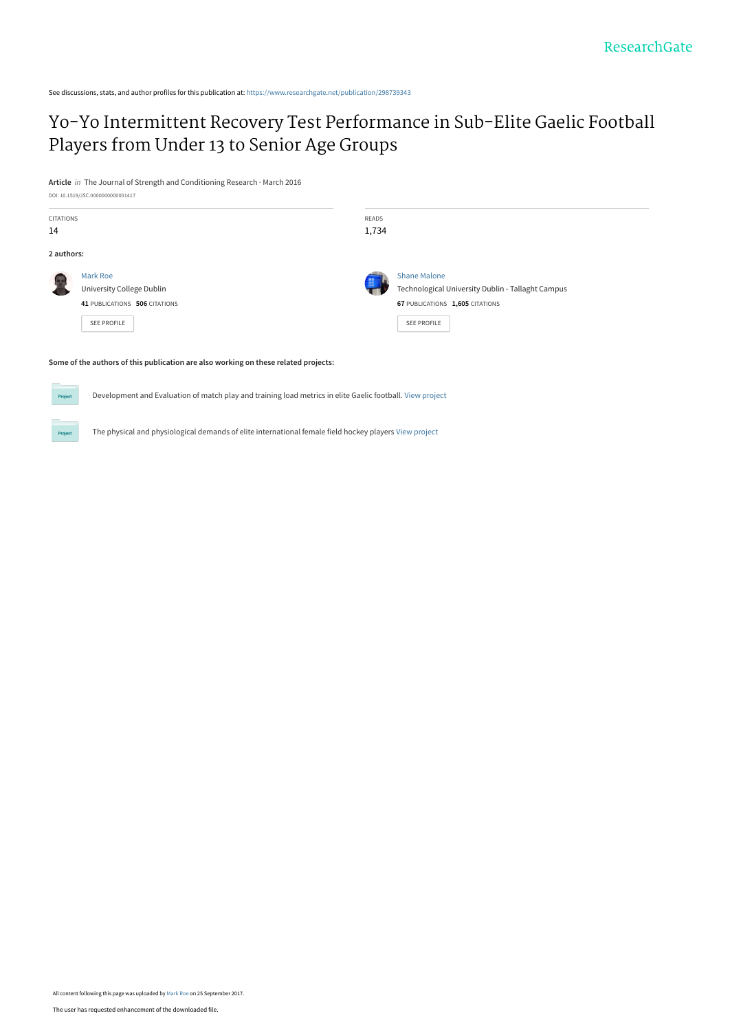See discussions, stats, and author profiles for this publication at: https://www.researchgate.net/publication/298739343

# Yo-Yo Intermittent Recovery Test Performance in Sub-Elite Gaelic Football Players from Under 13 to Senior Age Groups

**Article** *in* The Journal of Strength and Conditioning Research · March 2016

DOI: 10.1519/JSC.0000000000001417

| CITATIONS | READS |
|---|---|
| 14 | 1,734 |

**2 authors:**

**Mark Roe**
University College Dublin
**41** PUBLICATIONS **506** CITATIONS
SEE PROFILE

**Shane Malone**
Technological University Dublin - Tallaght Campus
**67** PUBLICATIONS **1,605** CITATIONS
SEE PROFILE

**Some of the authors of this publication are also working on these related projects:**

Project: Development and Evaluation of match play and training load metrics in elite Gaelic football. View project

Project: The physical and physiological demands of elite international female field hockey players View project

All content following this page was uploaded by Mark Roe on 25 September 2017.

The user has requested enhancement of the downloaded file.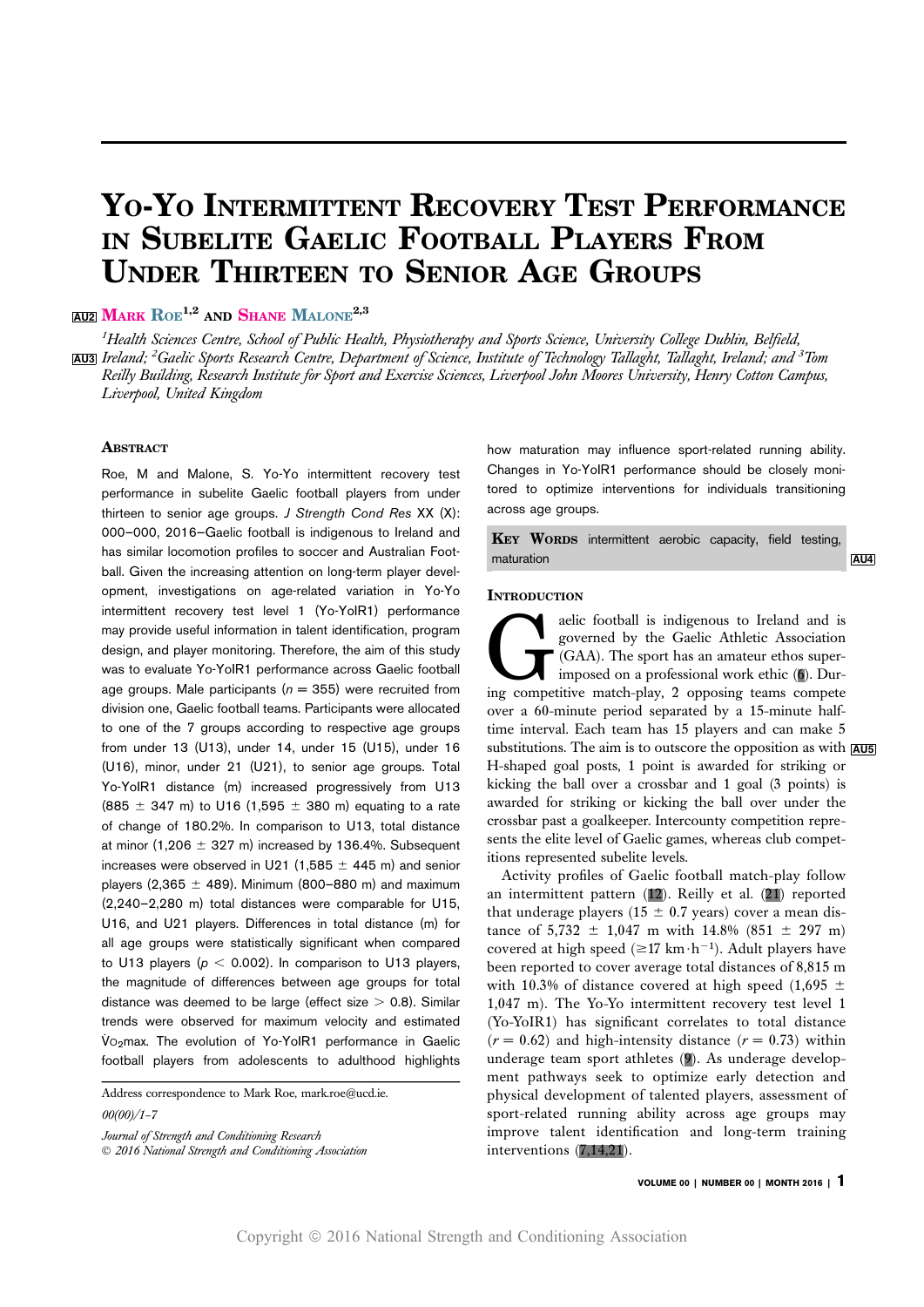# Yo-Yo Intermittent Recovery Test Performance in Subelite Gaelic Football Players From Under Thirteen to Senior Age Groups

AU2 Mark Roe[1,2] and Shane Malone[2,3]

[1]Health Sciences Centre, School of Public Health, Physiotherapy and Sports Science, University College Dublin, Belfield, AU3 Ireland; [2]Gaelic Sports Research Centre, Department of Science, Institute of Technology Tallaght, Tallaght, Ireland; and [3]Tom Reilly Building, Research Institute for Sport and Exercise Sciences, Liverpool John Moores University, Henry Cotton Campus, Liverpool, United Kingdom

## Abstract

Roe, M and Malone, S. Yo-Yo intermittent recovery test performance in subelite Gaelic football players from under thirteen to senior age groups. *J Strength Cond Res* XX (X): 000–000, 2016—Gaelic football is indigenous to Ireland and has similar locomotion profiles to soccer and Australian Football. Given the increasing attention on long-term player development, investigations on age-related variation in Yo-Yo intermittent recovery test level 1 (Yo-YoIR1) performance may provide useful information in talent identification, program design, and player monitoring. Therefore, the aim of this study was to evaluate Yo-YoIR1 performance across Gaelic football age groups. Male participants ($n = 355$) were recruited from division one, Gaelic football teams. Participants were allocated to one of the 7 groups according to respective age groups from under 13 (U13), under 14, under 15 (U15), under 16 (U16), minor, under 21 (U21), to senior age groups. Total Yo-YoIR1 distance (m) increased progressively from U13 (885 ± 347 m) to U16 (1,595 ± 380 m) equating to a rate of change of 180.2%. In comparison to U13, total distance at minor (1,206 ± 327 m) increased by 136.4%. Subsequent increases were observed in U21 (1,585 ± 445 m) and senior players (2,365 ± 489). Minimum (800–880 m) and maximum (2,240–2,280 m) total distances were comparable for U15, U16, and U21 players. Differences in total distance (m) for all age groups were statistically significant when compared to U13 players ($p < 0.002$). In comparison to U13 players, the magnitude of differences between age groups for total distance was deemed to be large (effect size > 0.8). Similar trends were observed for maximum velocity and estimated $\dot{V}O_2$max. The evolution of Yo-YoIR1 performance in Gaelic football players from adolescents to adulthood highlights how maturation may influence sport-related running ability. Changes in Yo-YoIR1 performance should be closely monitored to optimize interventions for individuals transitioning across age groups.

**Key Words** intermittent aerobic capacity, field testing, maturation AU4

Address correspondence to Mark Roe, mark.roe@ucd.ie.

00(00)/1–7

*Journal of Strength and Conditioning Research*
© 2016 National Strength and Conditioning Association

## Introduction

Gaelic football is indigenous to Ireland and is governed by the Gaelic Athletic Association (GAA). The sport has an amateur ethos superimposed on a professional work ethic (6). During competitive match-play, 2 opposing teams compete over a 60-minute period separated by a 15-minute half-time interval. Each team has 15 players and can make 5 substitutions. The aim is to outscore the opposition as with AU5 H-shaped goal posts, 1 point is awarded for striking or kicking the ball over a crossbar and 1 goal (3 points) is awarded for striking or kicking the ball over under the crossbar past a goalkeeper. Intercounty competition represents the elite level of Gaelic games, whereas club competitions represented subelite levels.

Activity profiles of Gaelic football match-play follow an intermittent pattern (12). Reilly et al. (21) reported that underage players (15 ± 0.7 years) cover a mean distance of 5,732 ± 1,047 m with 14.8% (851 ± 297 m) covered at high speed (≥17 km·h$^{-1}$). Adult players have been reported to cover average total distances of 8,815 m with 10.3% of distance covered at high speed (1,695 ± 1,047 m). The Yo-Yo intermittent recovery test level 1 (Yo-YoIR1) has significant correlates to total distance ($r = 0.62$) and high-intensity distance ($r = 0.73$) within underage team sport athletes (9). As underage development pathways seek to optimize early detection and physical development of talented players, assessment of sport-related running ability across age groups may improve talent identification and long-term training interventions (7,14,21).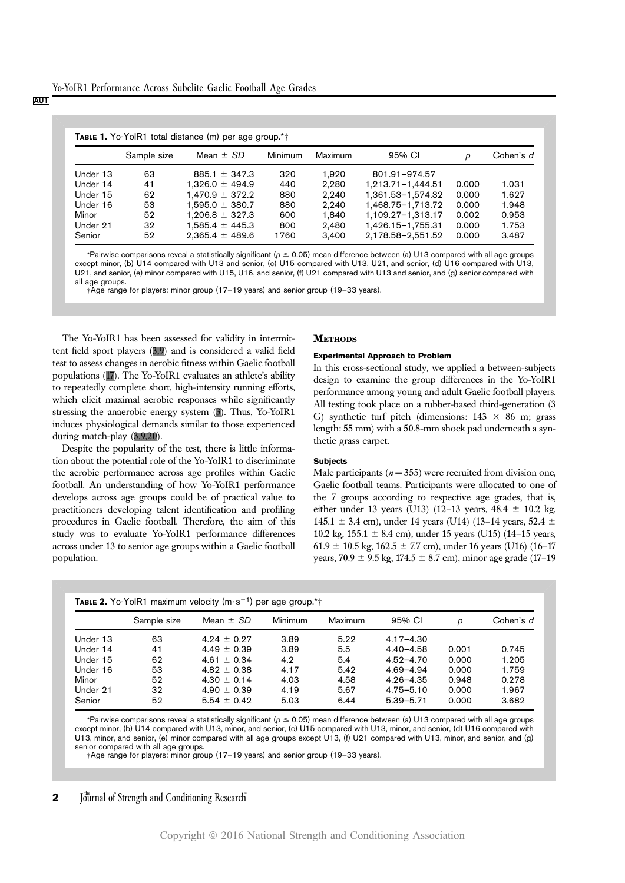**Table 1.** Yo-YoIR1 total distance (m) per age group.*†

| | Sample size | Mean ± SD | Minimum | Maximum | 95% CI | p | Cohen's d |
|---|---|---|---|---|---|---|---|
| Under 13 | 63 | 885.1 ± 347.3 | 320 | 1,920 | 801.91–974.57 | | |
| Under 14 | 41 | 1,326.0 ± 494.9 | 440 | 2,280 | 1,213.71–1,444.51 | 0.000 | 1.031 |
| Under 15 | 62 | 1,470.9 ± 372.2 | 880 | 2,240 | 1,361.53–1,574.32 | 0.000 | 1.627 |
| Under 16 | 53 | 1,595.0 ± 380.7 | 880 | 2,240 | 1,468.75–1,713.72 | 0.000 | 1.948 |
| Minor | 52 | 1,206.8 ± 327.3 | 600 | 1,840 | 1,109.27–1,313.17 | 0.002 | 0.953 |
| Under 21 | 32 | 1,585.4 ± 445.3 | 800 | 2,480 | 1,426.15–1,755.31 | 0.000 | 1.753 |
| Senior | 52 | 2,365.4 ± 489.6 | 1760 | 3,400 | 2,178.58–2,551.52 | 0.000 | 3.487 |

*Pairwise comparisons reveal a statistically significant ($p \leq 0.05$) mean difference between (a) U13 compared with all age groups except minor, (b) U14 compared with U13 and senior, (c) U15 compared with U13, U21, and senior, (d) U16 compared with U13, U21, and senior, (e) minor compared with U15, U16, and senior, (f) U21 compared with U13 and senior, and (g) senior compared with all age groups.
†Age range for players: minor group (17–19 years) and senior group (19–33 years).

The Yo-YoIR1 has been assessed for validity in intermittent field sport players (3,9) and is considered a valid field test to assess changes in aerobic fitness within Gaelic football populations (17). The Yo-YoIR1 evaluates an athlete's ability to repeatedly complete short, high-intensity running efforts, which elicit maximal aerobic responses while significantly stressing the anaerobic energy system (3). Thus, Yo-YoIR1 induces physiological demands similar to those experienced during match-play (3,9,20).

Despite the popularity of the test, there is little information about the potential role of the Yo-YoIR1 to discriminate the aerobic performance across age profiles within Gaelic football. An understanding of how Yo-YoIR1 performance develops across age groups could be of practical value to practitioners developing talent identification and profiling procedures in Gaelic football. Therefore, the aim of this study was to evaluate Yo-YoIR1 performance differences across under 13 to senior age groups within a Gaelic football population.

## Methods

### Experimental Approach to Problem

In this cross-sectional study, we applied a between-subjects design to examine the group differences in the Yo-YoIR1 performance among young and adult Gaelic football players. All testing took place on a rubber-based third-generation (3 G) synthetic turf pitch (dimensions: 143 × 86 m; grass length: 55 mm) with a 50.8-mm shock pad underneath a synthetic grass carpet.

### Subjects

Male participants ($n = 355$) were recruited from division one, Gaelic football teams. Participants were allocated to one of the 7 groups according to respective age grades, that is, either under 13 years (U13) (12–13 years, 48.4 ± 10.2 kg, 145.1 ± 3.4 cm), under 14 years (U14) (13–14 years, 52.4 ± 10.2 kg, 155.1 ± 8.4 cm), under 15 years (U15) (14–15 years, 61.9 ± 10.5 kg, 162.5 ± 7.7 cm), under 16 years (U16) (16–17 years, 70.9 ± 9.5 kg, 174.5 ± 8.7 cm), minor age grade (17–19

**Table 2.** Yo-YoIR1 maximum velocity ($m \cdot s^{-1}$) per age group.*†

| | Sample size | Mean ± SD | Minimum | Maximum | 95% CI | p | Cohen's d |
|---|---|---|---|---|---|---|---|
| Under 13 | 63 | 4.24 ± 0.27 | 3.89 | 5.22 | 4.17–4.30 | | |
| Under 14 | 41 | 4.49 ± 0.39 | 3.89 | 5.5 | 4.40–4.58 | 0.001 | 0.745 |
| Under 15 | 62 | 4.61 ± 0.34 | 4.2 | 5.4 | 4.52–4.70 | 0.000 | 1.205 |
| Under 16 | 53 | 4.82 ± 0.38 | 4.17 | 5.42 | 4.69–4.94 | 0.000 | 1.759 |
| Minor | 52 | 4.30 ± 0.14 | 4.03 | 4.58 | 4.26–4.35 | 0.948 | 0.278 |
| Under 21 | 32 | 4.90 ± 0.39 | 4.19 | 5.67 | 4.75–5.10 | 0.000 | 1.967 |
| Senior | 52 | 5.54 ± 0.42 | 5.03 | 6.44 | 5.39–5.71 | 0.000 | 3.682 |

*Pairwise comparisons reveal a statistically significant ($p \leq 0.05$) mean difference between (a) U13 compared with all age groups except minor, (b) U14 compared with U13, minor, and senior, (c) U15 compared with U13, minor, and senior, (d) U16 compared with U13, minor, and senior, (e) minor compared with all age groups except U13, (f) U21 compared with U13, minor, and senior, and (g) senior compared with all age groups.
†Age range for players: minor group (17–19 years) and senior group (19–33 years).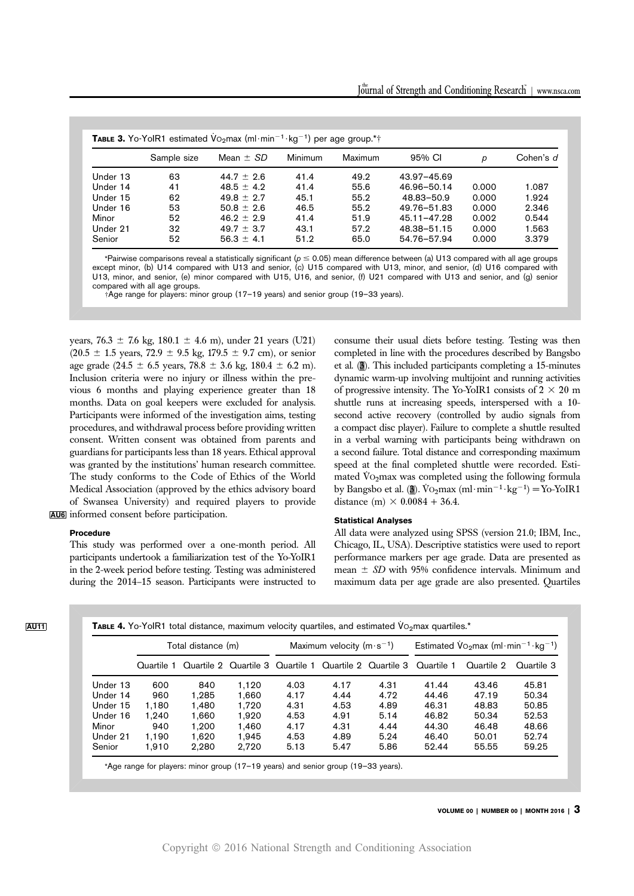**Table 3.** Yo-YoIR1 estimated $\dot{V}O_2$max (ml·min$^{-1}$·kg$^{-1}$) per age group.*†

| | Sample size | Mean ± *SD* | Minimum | Maximum | 95% CI | *p* | Cohen's *d* |
|---|---|---|---|---|---|---|---|
| Under 13 | 63 | 44.7 ± 2.6 | 41.4 | 49.2 | 43.97–45.69 | | |
| Under 14 | 41 | 48.5 ± 4.2 | 41.4 | 55.6 | 46.96–50.14 | 0.000 | 1.087 |
| Under 15 | 62 | 49.8 ± 2.7 | 45.1 | 55.2 | 48.83–50.9 | 0.000 | 1.924 |
| Under 16 | 53 | 50.8 ± 2.6 | 46.5 | 55.2 | 49.76–51.83 | 0.000 | 2.346 |
| Minor | 52 | 46.2 ± 2.9 | 41.4 | 51.9 | 45.11–47.28 | 0.002 | 0.544 |
| Under 21 | 32 | 49.7 ± 3.7 | 43.1 | 57.2 | 48.38–51.15 | 0.000 | 1.563 |
| Senior | 52 | 56.3 ± 4.1 | 51.2 | 65.0 | 54.76–57.94 | 0.000 | 3.379 |

*Pairwise comparisons reveal a statistically significant ($p \leq 0.05$) mean difference between (a) U13 compared with all age groups except minor, (b) U14 compared with U13 and senior, (c) U15 compared with U13, minor, and senior, (d) U16 compared with U13, minor, and senior, (e) minor compared with U15, U16, and senior, (f) U21 compared with U13 and senior, and (g) senior compared with all age groups.

†Age range for players: minor group (17–19 years) and senior group (19–33 years).

years, 76.3 ± 7.6 kg, 180.1 ± 4.6 m), under 21 years (U21) (20.5 ± 1.5 years, 72.9 ± 9.5 kg, 179.5 ± 9.7 cm), or senior age grade (24.5 ± 6.5 years, 78.8 ± 3.6 kg, 180.4 ± 6.2 m). Inclusion criteria were no injury or illness within the previous 6 months and playing experience greater than 18 months. Data on goal keepers were excluded for analysis. Participants were informed of the investigation aims, testing procedures, and withdrawal process before providing written consent. Written consent was obtained from parents and guardians for participants less than 18 years. Ethical approval was granted by the institutions' human research committee. The study conforms to the Code of Ethics of the World Medical Association (approved by the ethics advisory board of Swansea University) and required players to provide informed consent before participation.

### Procedure

This study was performed over a one-month period. All participants undertook a familiarization test of the Yo-YoIR1 in the 2-week period before testing. Testing was administered during the 2014–15 season. Participants were instructed to consume their usual diets before testing. Testing was then completed in line with the procedures described by Bangsbo et al. (3). This included participants completing a 15-minutes dynamic warm-up involving multijoint and running activities of progressive intensity. The Yo-YoIR1 consists of 2 × 20 m shuttle runs at increasing speeds, interspersed with a 10-second active recovery (controlled by audio signals from a compact disc player). Failure to complete a shuttle resulted in a verbal warning with participants being withdrawn on a second failure. Total distance and corresponding maximum speed at the final completed shuttle were recorded. Estimated $\dot{V}O_2$max was completed using the following formula by Bangsbo et al. (3). $\dot{V}O_2$max (ml·min$^{-1}$·kg$^{-1}$) = Yo-YoIR1 distance (m) × 0.0084 + 36.4.

### Statistical Analyses

All data were analyzed using SPSS (version 21.0; IBM, Inc., Chicago, IL, USA). Descriptive statistics were used to report performance markers per age grade. Data are presented as mean ± *SD* with 95% confidence intervals. Minimum and maximum data per age grade are also presented. Quartiles

**Table 4.** Yo-YoIR1 total distance, maximum velocity quartiles, and estimated $\dot{V}O_2$max quartiles.*

| | Total distance (m) | | | Maximum velocity (m·s$^{-1}$) | | | Estimated $\dot{V}O_2$max (ml·min$^{-1}$·kg$^{-1}$) | | |
|---|---|---|---|---|---|---|---|---|---|
| | Quartile 1 | Quartile 2 | Quartile 3 | Quartile 1 | Quartile 2 | Quartile 3 | Quartile 1 | Quartile 2 | Quartile 3 |
| Under 13 | 600 | 840 | 1,120 | 4.03 | 4.17 | 4.31 | 41.44 | 43.46 | 45.81 |
| Under 14 | 960 | 1,285 | 1,660 | 4.17 | 4.44 | 4.72 | 44.46 | 47.19 | 50.34 |
| Under 15 | 1,180 | 1,480 | 1,720 | 4.31 | 4.53 | 4.89 | 46.31 | 48.83 | 50.85 |
| Under 16 | 1,240 | 1,660 | 1,920 | 4.53 | 4.91 | 5.14 | 46.82 | 50.34 | 52.53 |
| Minor | 940 | 1,200 | 1,460 | 4.17 | 4.31 | 4.44 | 44.30 | 46.48 | 48.66 |
| Under 21 | 1,190 | 1,620 | 1,945 | 4.53 | 4.89 | 5.24 | 46.40 | 50.01 | 52.74 |
| Senior | 1,910 | 2,280 | 2,720 | 5.13 | 5.47 | 5.86 | 52.44 | 55.55 | 59.25 |

*Age range for players: minor group (17–19 years) and senior group (19–33 years).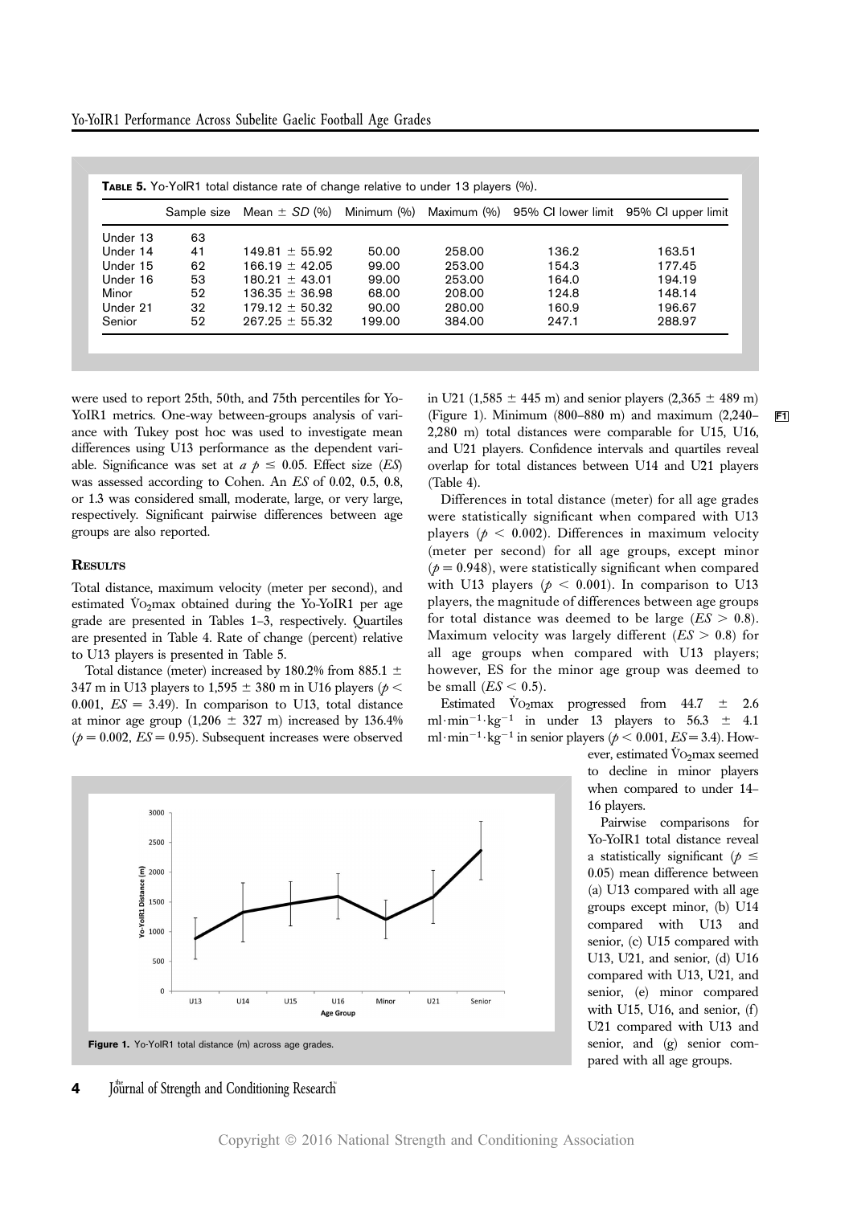**Table 5.** Yo-YoIR1 total distance rate of change relative to under 13 players (%).

| | Sample size | Mean ± *SD* (%) | Minimum (%) | Maximum (%) | 95% CI lower limit | 95% CI upper limit |
|---|---|---|---|---|---|---|
| Under 13 | 63 | | | | | |
| Under 14 | 41 | 149.81 ± 55.92 | 50.00 | 258.00 | 136.2 | 163.51 |
| Under 15 | 62 | 166.19 ± 42.05 | 99.00 | 253.00 | 154.3 | 177.45 |
| Under 16 | 53 | 180.21 ± 43.01 | 99.00 | 253.00 | 164.0 | 194.19 |
| Minor | 52 | 136.35 ± 36.98 | 68.00 | 208.00 | 124.8 | 148.14 |
| Under 21 | 32 | 179.12 ± 50.32 | 90.00 | 280.00 | 160.9 | 196.67 |
| Senior | 52 | 267.25 ± 55.32 | 199.00 | 384.00 | 247.1 | 288.97 |

were used to report 25th, 50th, and 75th percentiles for Yo-YoIR1 metrics. One-way between-groups analysis of variance with Tukey post hoc was used to investigate mean differences using U13 performance as the dependent variable. Significance was set at $a$ $p \le 0.05$. Effect size (*ES*) was assessed according to Cohen. An *ES* of 0.02, 0.5, 0.8, or 1.3 was considered small, moderate, large, or very large, respectively. Significant pairwise differences between age groups are also reported.

## Results

Total distance, maximum velocity (meter per second), and estimated $\dot{V}O_2max$ obtained during the Yo-YoIR1 per age grade are presented in Tables 1–3, respectively. Quartiles are presented in Table 4. Rate of change (percent) relative to U13 players is presented in Table 5.

Total distance (meter) increased by 180.2% from 885.1 ± 347 m in U13 players to 1,595 ± 380 m in U16 players ($p < 0.001$, $ES = 3.49$). In comparison to U13, total distance at minor age group (1,206 ± 327 m) increased by 136.4% ($p = 0.002$, $ES = 0.95$). Subsequent increases were observed in U21 (1,585 ± 445 m) and senior players (2,365 ± 489 m) (Figure 1). Minimum (800–880 m) and maximum (2,240–2,280 m) total distances were comparable for U15, U16, and U21 players. Confidence intervals and quartiles reveal overlap for total distances between U14 and U21 players (Table 4).

Differences in total distance (meter) for all age grades were statistically significant when compared with U13 players ($p < 0.002$). Differences in maximum velocity (meter per second) for all age groups, except minor ($p = 0.948$), were statistically significant when compared with U13 players ($p < 0.001$). In comparison to U13 players, the magnitude of differences between age groups for total distance was deemed to be large ($ES > 0.8$). Maximum velocity was largely different ($ES > 0.8$) for all age groups when compared with U13 players; however, ES for the minor age group was deemed to be small ($ES < 0.5$).

Estimated $\dot{V}O_2max$ progressed from 44.7 ± 2.6 $ml \cdot min^{-1} \cdot kg^{-1}$ in under 13 players to 56.3 ± 4.1 $ml \cdot min^{-1} \cdot kg^{-1}$ in senior players ($p < 0.001$, $ES = 3.4$). However, estimated $\dot{V}O_2max$ seemed to decline in minor players when compared to under 14–16 players.

Pairwise comparisons for Yo-YoIR1 total distance reveal a statistically significant ($p \le 0.05$) mean difference between (a) U13 compared with all age groups except minor, (b) U14 compared with U13 and senior, (c) U15 compared with U13, U21, and senior, (d) U16 compared with U13, U21, and senior, (e) minor compared with U15, U16, and senior, (f) U21 compared with U13 and senior, and (g) senior compared with all age groups.

**Figure 1.** Yo-YoIR1 total distance (m) across age grades.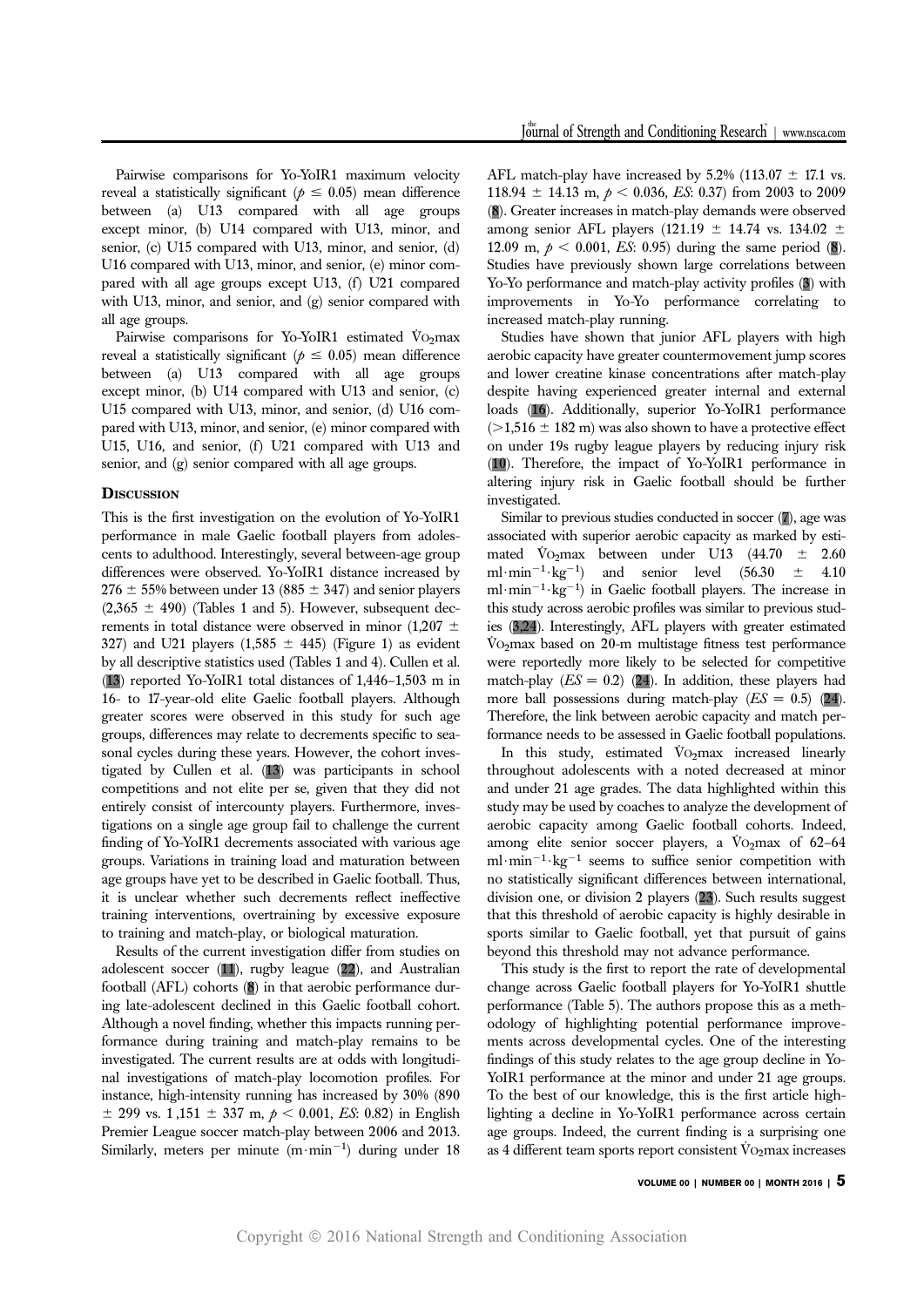Pairwise comparisons for Yo-YoIR1 maximum velocity reveal a statistically significant ($p \leq 0.05$) mean difference between (a) U13 compared with all age groups except minor, (b) U14 compared with U13, minor, and senior, (c) U15 compared with U13, minor, and senior, (d) U16 compared with U13, minor, and senior, (e) minor compared with all age groups except U13, (f) U21 compared with U13, minor, and senior, and (g) senior compared with all age groups.

Pairwise comparisons for Yo-YoIR1 estimated $\dot{V}O_2max$ reveal a statistically significant ($p \leq 0.05$) mean difference between (a) U13 compared with all age groups except minor, (b) U14 compared with U13 and senior, (c) U15 compared with U13, minor, and senior, (d) U16 compared with U13, minor, and senior, (e) minor compared with U15, U16, and senior, (f) U21 compared with U13 and senior, and (g) senior compared with all age groups.

## Discussion

This is the first investigation on the evolution of Yo-YoIR1 performance in male Gaelic football players from adolescents to adulthood. Interestingly, several between-age group differences were observed. Yo-YoIR1 distance increased by 276 ± 55% between under 13 (885 ± 347) and senior players (2,365 ± 490) (Tables 1 and 5). However, subsequent decrements in total distance were observed in minor (1,207 ± 327) and U21 players (1,585 ± 445) (Figure 1) as evident by all descriptive statistics used (Tables 1 and 4). Cullen et al. (13) reported Yo-YoIR1 total distances of 1,446–1,503 m in 16- to 17-year-old elite Gaelic football players. Although greater scores were observed in this study for such age groups, differences may relate to decrements specific to seasonal cycles during these years. However, the cohort investigated by Cullen et al. (13) was participants in school competitions and not elite per se, given that they did not entirely consist of intercounty players. Furthermore, investigations on a single age group fail to challenge the current finding of Yo-YoIR1 decrements associated with various age groups. Variations in training load and maturation between age groups have yet to be described in Gaelic football. Thus, it is unclear whether such decrements reflect ineffective training interventions, overtraining by excessive exposure to training and match-play, or biological maturation.

Results of the current investigation differ from studies on adolescent soccer (11), rugby league (22), and Australian football (AFL) cohorts (8) in that aerobic performance during late-adolescent declined in this Gaelic football cohort. Although a novel finding, whether this impacts running performance during training and match-play remains to be investigated. The current results are at odds with longitudinal investigations of match-play locomotion profiles. For instance, high-intensity running has increased by 30% (890 ± 299 vs. 1 ,151 ± 337 m, $p < 0.001$, *ES*: 0.82) in English Premier League soccer match-play between 2006 and 2013. Similarly, meters per minute ($m \cdot min^{-1}$) during under 18 AFL match-play have increased by 5.2% (113.07 ± 17.1 vs. 118.94 ± 14.13 m, $p < 0.036$, *ES*: 0.37) from 2003 to 2009 (8). Greater increases in match-play demands were observed among senior AFL players (121.19 ± 14.74 vs. 134.02 ± 12.09 m, $p < 0.001$, *ES*: 0.95) during the same period (8). Studies have previously shown large correlations between Yo-Yo performance and match-play activity profiles (3) with improvements in Yo-Yo performance correlating to increased match-play running.

Studies have shown that junior AFL players with high aerobic capacity have greater countermovement jump scores and lower creatine kinase concentrations after match-play despite having experienced greater internal and external loads (16). Additionally, superior Yo-YoIR1 performance (>1,516 ± 182 m) was also shown to have a protective effect on under 19s rugby league players by reducing injury risk (10). Therefore, the impact of Yo-YoIR1 performance in altering injury risk in Gaelic football should be further investigated.

Similar to previous studies conducted in soccer (7), age was associated with superior aerobic capacity as marked by estimated $\dot{V}O_2max$ between under U13 (44.70 ± 2.60 $ml \cdot min^{-1} \cdot kg^{-1}$) and senior level (56.30 ± 4.10 $ml \cdot min^{-1} \cdot kg^{-1}$) in Gaelic football players. The increase in this study across aerobic profiles was similar to previous studies (3,24). Interestingly, AFL players with greater estimated $\dot{V}O_2max$ based on 20-m multistage fitness test performance were reportedly more likely to be selected for competitive match-play ($ES = 0.2$) (24). In addition, these players had more ball possessions during match-play ($ES = 0.5$) (24). Therefore, the link between aerobic capacity and match performance needs to be assessed in Gaelic football populations.

In this study, estimated $\dot{V}O_2max$ increased linearly throughout adolescents with a noted decreased at minor and under 21 age grades. The data highlighted within this study may be used by coaches to analyze the development of aerobic capacity among Gaelic football cohorts. Indeed, among elite senior soccer players, a $\dot{V}O_2max$ of 62–64 $ml \cdot min^{-1} \cdot kg^{-1}$ seems to suffice senior competition with no statistically significant differences between international, division one, or division 2 players (23). Such results suggest that this threshold of aerobic capacity is highly desirable in sports similar to Gaelic football, yet that pursuit of gains beyond this threshold may not advance performance.

This study is the first to report the rate of developmental change across Gaelic football players for Yo-YoIR1 shuttle performance (Table 5). The authors propose this as a methodology of highlighting potential performance improvements across developmental cycles. One of the interesting findings of this study relates to the age group decline in Yo-YoIR1 performance at the minor and under 21 age groups. To the best of our knowledge, this is the first article highlighting a decline in Yo-YoIR1 performance across certain age groups. Indeed, the current finding is a surprising one as 4 different team sports report consistent $\dot{V}O_2max$ increases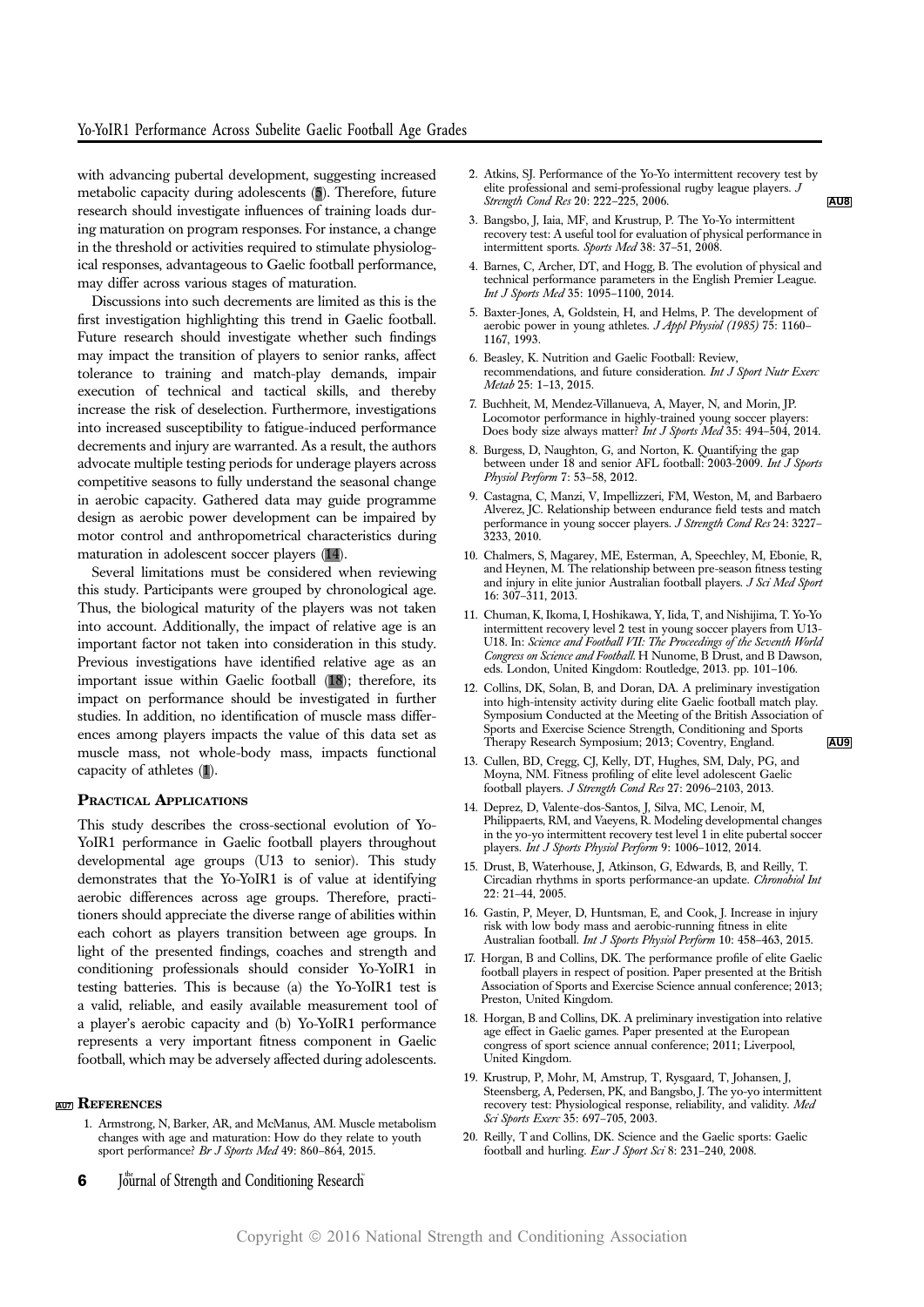with advancing pubertal development, suggesting increased metabolic capacity during adolescents (5). Therefore, future research should investigate influences of training loads during maturation on program responses. For instance, a change in the threshold or activities required to stimulate physiological responses, advantageous to Gaelic football performance, may differ across various stages of maturation.

Discussions into such decrements are limited as this is the first investigation highlighting this trend in Gaelic football. Future research should investigate whether such findings may impact the transition of players to senior ranks, affect tolerance to training and match-play demands, impair execution of technical and tactical skills, and thereby increase the risk of deselection. Furthermore, investigations into increased susceptibility to fatigue-induced performance decrements and injury are warranted. As a result, the authors advocate multiple testing periods for underage players across competitive seasons to fully understand the seasonal change in aerobic capacity. Gathered data may guide programme design as aerobic power development can be impaired by motor control and anthropometrical characteristics during maturation in adolescent soccer players (14).

Several limitations must be considered when reviewing this study. Participants were grouped by chronological age. Thus, the biological maturity of the players was not taken into account. Additionally, the impact of relative age is an important factor not taken into consideration in this study. Previous investigations have identified relative age as an important issue within Gaelic football (18); therefore, its impact on performance should be investigated in further studies. In addition, no identification of muscle mass differences among players impacts the value of this data set as muscle mass, not whole-body mass, impacts functional capacity of athletes (1).

## Practical Applications

This study describes the cross-sectional evolution of Yo-YoIR1 performance in Gaelic football players throughout developmental age groups (U13 to senior). This study demonstrates that the Yo-YoIR1 is of value at identifying aerobic differences across age groups. Therefore, practitioners should appreciate the diverse range of abilities within each cohort as players transition between age groups. In light of the presented findings, coaches and strength and conditioning professionals should consider Yo-YoIR1 in testing batteries. This is because (a) the Yo-YoIR1 test is a valid, reliable, and easily available measurement tool of a player's aerobic capacity and (b) Yo-YoIR1 performance represents a very important fitness component in Gaelic football, which may be adversely affected during adolescents.

## References

1. Armstrong, N, Barker, AR, and McManus, AM. Muscle metabolism changes with age and maturation: How do they relate to youth sport performance? *Br J Sports Med* 49: 860–864, 2015.
2. Atkins, SJ. Performance of the Yo-Yo intermittent recovery test by elite professional and semi-professional rugby league players. *J Strength Cond Res* 20: 222–225, 2006.
3. Bangsbo, J, Iaia, MF, and Krustrup, P. The Yo-Yo intermittent recovery test: A useful tool for evaluation of physical performance in intermittent sports. *Sports Med* 38: 37–51, 2008.
4. Barnes, C, Archer, DT, and Hogg, B. The evolution of physical and technical performance parameters in the English Premier League. *Int J Sports Med* 35: 1095–1100, 2014.
5. Baxter-Jones, A, Goldstein, H, and Helms, P. The development of aerobic power in young athletes. *J Appl Physiol (1985)* 75: 1160–1167, 1993.
6. Beasley, K. Nutrition and Gaelic Football: Review, recommendations, and future consideration. *Int J Sport Nutr Exerc Metab* 25: 1–13, 2015.
7. Buchheit, M, Mendez-Villanueva, A, Mayer, N, and Morin, JP. Locomotor performance in highly-trained young soccer players: Does body size always matter? *Int J Sports Med* 35: 494–504, 2014.
8. Burgess, D, Naughton, G, and Norton, K. Quantifying the gap between under 18 and senior AFL football: 2003-2009. *Int J Sports Physiol Perform* 7: 53–58, 2012.
9. Castagna, C, Manzi, V, Impellizzeri, FM, Weston, M, and Barbaero Alverez, JC. Relationship between endurance field tests and match performance in young soccer players. *J Strength Cond Res* 24: 3227–3233, 2010.
10. Chalmers, S, Magarey, ME, Esterman, A, Speechley, M, Ebonie, R, and Heynen, M. The relationship between pre-season fitness testing and injury in elite junior Australian football players. *J Sci Med Sport* 16: 307–311, 2013.
11. Chuman, K, Ikoma, I, Hoshikawa, Y, Iida, T, and Nishijima, T. Yo-Yo intermittent recovery level 2 test in young soccer players from U13-U18. In: *Science and Football VII: The Proceedings of the Seventh World Congress on Science and Football*. H Nunome, B Drust, and B Dawson, eds. London, United Kingdom: Routledge, 2013. pp. 101–106.
12. Collins, DK, Solan, B, and Doran, DA. A preliminary investigation into high-intensity activity during elite Gaelic football match play. Symposium Conducted at the Meeting of the British Association of Sports and Exercise Science Strength, Conditioning and Sports Therapy Research Symposium; 2013; Coventry, England.
13. Cullen, BD, Cregg, CJ, Kelly, DT, Hughes, SM, Daly, PG, and Moyna, NM. Fitness profiling of elite level adolescent Gaelic football players. *J Strength Cond Res* 27: 2096–2103, 2013.
14. Deprez, D, Valente-dos-Santos, J, Silva, MC, Lenoir, M, Philippaerts, RM, and Vaeyens, R. Modeling developmental changes in the yo-yo intermittent recovery test level 1 in elite pubertal soccer players. *Int J Sports Physiol Perform* 9: 1006–1012, 2014.
15. Drust, B, Waterhouse, J, Atkinson, G, Edwards, B, and Reilly, T. Circadian rhythms in sports performance-an update. *Chronobiol Int* 22: 21–44, 2005.
16. Gastin, P, Meyer, D, Huntsman, E, and Cook, J. Increase in injury risk with low body mass and aerobic-running fitness in elite Australian football. *Int J Sports Physiol Perform* 10: 458–463, 2015.
17. Horgan, B and Collins, DK. The performance profile of elite Gaelic football players in respect of position. Paper presented at the British Association of Sports and Exercise Science annual conference; 2013; Preston, United Kingdom.
18. Horgan, B and Collins, DK. A preliminary investigation into relative age effect in Gaelic games. Paper presented at the European congress of sport science annual conference; 2011; Liverpool, United Kingdom.
19. Krustrup, P, Mohr, M, Amstrup, T, Rysgaard, T, Johansen, J, Steensberg, A, Pedersen, PK, and Bangsbo, J. The yo-yo intermittent recovery test: Physiological response, reliability, and validity. *Med Sci Sports Exerc* 35: 697–705, 2003.
20. Reilly, T and Collins, DK. Science and the Gaelic sports: Gaelic football and hurling. *Eur J Sport Sci* 8: 231–240, 2008.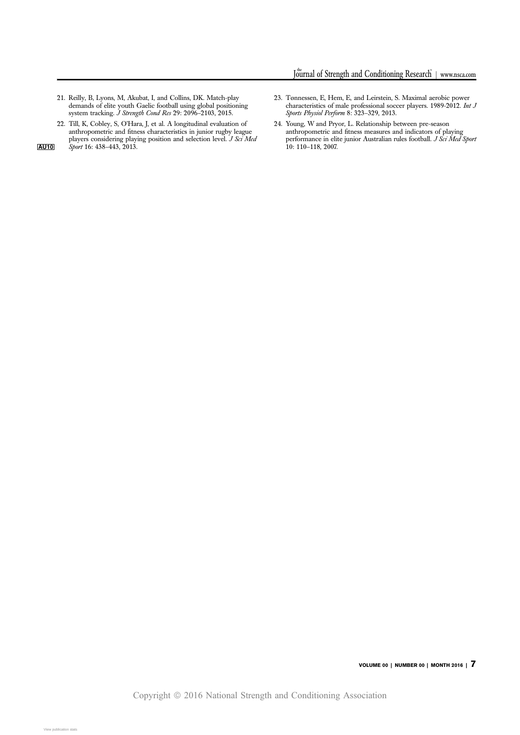21. Reilly, B, Lyons, M, Akubat, I, and Collins, DK. Match-play demands of elite youth Gaelic football using global positioning system tracking. *J Strength Cond Res* 29: 2096–2103, 2015.

22. Till, K, Cobley, S, O'Hara, J, et al. A longitudinal evaluation of anthropometric and fitness characteristics in junior rugby league players considering playing position and selection level. *J Sci Med Sport* 16: 438–443, 2013.

23. Tønnessen, E, Hem, E, and Leirstein, S. Maximal aerobic power characteristics of male professional soccer players. 1989-2012. *Int J Sports Physiol Perform* 8: 323–329, 2013.

24. Young, W and Pryor, L. Relationship between pre-season anthropometric and fitness measures and indicators of playing performance in elite junior Australian rules football. *J Sci Med Sport* 10: 110–118, 2007.

Copyright © 2016 National Strength and Conditioning Association